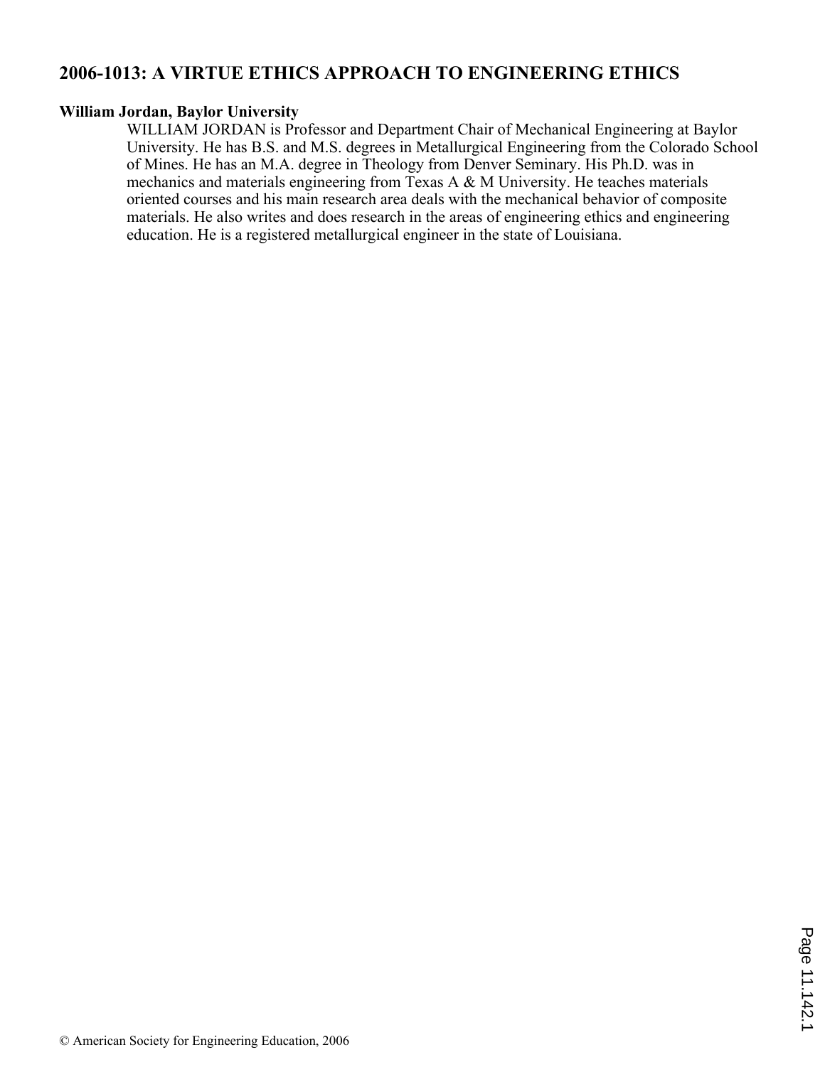## 2006-1013: A VIRTUE ETHICS APPROACH TO ENGINEERING ETHICS

**William Jordan, Baylor University**

WILLIAM JORDAN is Professor and Department Chair of Mechanical Engineering at Baylor University. He has B.S. and M.S. degrees in Metallurgical Engineering from the Colorado School of Mines. He has an M.A. degree in Theology from Denver Seminary. His Ph.D. was in mechanics and materials engineering from Texas A & M University. He teaches materials oriented courses and his main research area deals with the mechanical behavior of composite materials. He also writes and does research in the areas of engineering ethics and engineering education. He is a registered metallurgical engineer in the state of Louisiana.

© American Society for Engineering Education, 2006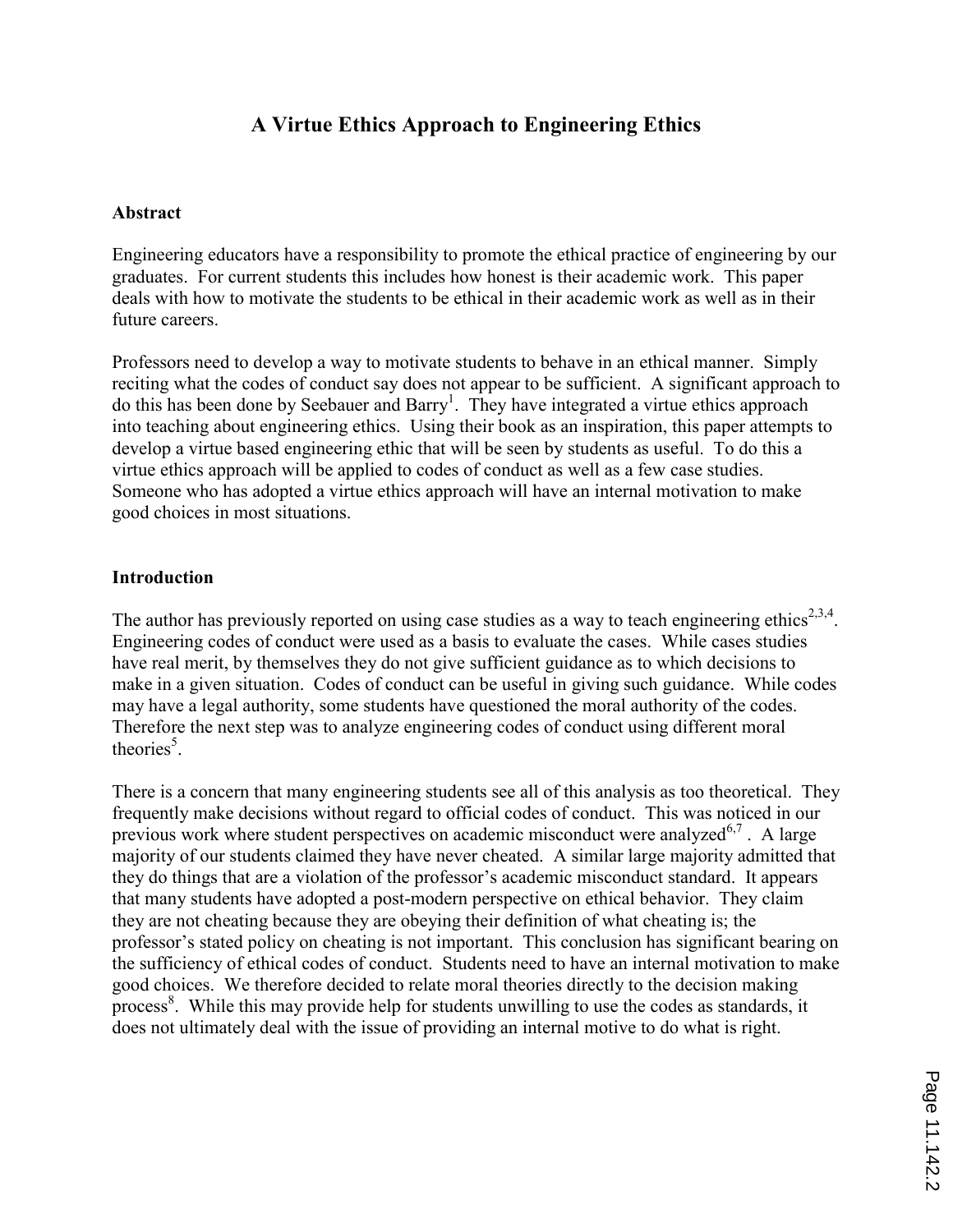# A Virtue Ethics Approach to Engineering Ethics

## Abstract

Engineering educators have a responsibility to promote the ethical practice of engineering by our graduates. For current students this includes how honest is their academic work. This paper deals with how to motivate the students to be ethical in their academic work as well as in their future careers.

Professors need to develop a way to motivate students to behave in an ethical manner. Simply reciting what the codes of conduct say does not appear to be sufficient. A significant approach to do this has been done by Seebauer and Barry[1]. They have integrated a virtue ethics approach into teaching about engineering ethics. Using their book as an inspiration, this paper attempts to develop a virtue based engineering ethic that will be seen by students as useful. To do this a virtue ethics approach will be applied to codes of conduct as well as a few case studies. Someone who has adopted a virtue ethics approach will have an internal motivation to make good choices in most situations.

## Introduction

The author has previously reported on using case studies as a way to teach engineering ethics[2,3,4]. Engineering codes of conduct were used as a basis to evaluate the cases. While cases studies have real merit, by themselves they do not give sufficient guidance as to which decisions to make in a given situation. Codes of conduct can be useful in giving such guidance. While codes may have a legal authority, some students have questioned the moral authority of the codes. Therefore the next step was to analyze engineering codes of conduct using different moral theories[5].

There is a concern that many engineering students see all of this analysis as too theoretical. They frequently make decisions without regard to official codes of conduct. This was noticed in our previous work where student perspectives on academic misconduct were analyzed[6,7]. A large majority of our students claimed they have never cheated. A similar large majority admitted that they do things that are a violation of the professor's academic misconduct standard. It appears that many students have adopted a post-modern perspective on ethical behavior. They claim they are not cheating because they are obeying their definition of what cheating is; the professor's stated policy on cheating is not important. This conclusion has significant bearing on the sufficiency of ethical codes of conduct. Students need to have an internal motivation to make good choices. We therefore decided to relate moral theories directly to the decision making process[8]. While this may provide help for students unwilling to use the codes as standards, it does not ultimately deal with the issue of providing an internal motive to do what is right.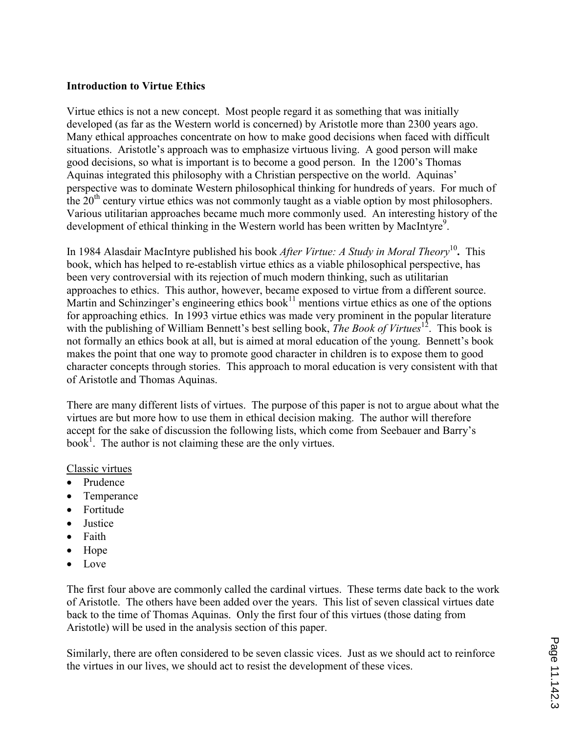**Introduction to Virtue Ethics**

Virtue ethics is not a new concept. Most people regard it as something that was initially developed (as far as the Western world is concerned) by Aristotle more than 2300 years ago. Many ethical approaches concentrate on how to make good decisions when faced with difficult situations. Aristotle's approach was to emphasize virtuous living. A good person will make good decisions, so what is important is to become a good person. In the 1200's Thomas Aquinas integrated this philosophy with a Christian perspective on the world. Aquinas' perspective was to dominate Western philosophical thinking for hundreds of years. For much of the 20th century virtue ethics was not commonly taught as a viable option by most philosophers. Various utilitarian approaches became much more commonly used. An interesting history of the development of ethical thinking in the Western world has been written by MacIntyre[9].

In 1984 Alasdair MacIntyre published his book *After Virtue: A Study in Moral Theory*[10]**.** This book, which has helped to re-establish virtue ethics as a viable philosophical perspective, has been very controversial with its rejection of much modern thinking, such as utilitarian approaches to ethics. This author, however, became exposed to virtue from a different source. Martin and Schinzinger's engineering ethics book[11] mentions virtue ethics as one of the options for approaching ethics. In 1993 virtue ethics was made very prominent in the popular literature with the publishing of William Bennett's best selling book, *The Book of Virtues*[12]. This book is not formally an ethics book at all, but is aimed at moral education of the young. Bennett's book makes the point that one way to promote good character in children is to expose them to good character concepts through stories. This approach to moral education is very consistent with that of Aristotle and Thomas Aquinas.

There are many different lists of virtues. The purpose of this paper is not to argue about what the virtues are but more how to use them in ethical decision making. The author will therefore accept for the sake of discussion the following lists, which come from Seebauer and Barry's book[1]. The author is not claiming these are the only virtues.

<u>Classic virtues</u>

- Prudence
- Temperance
- Fortitude
- Justice
- Faith
- Hope
- Love

The first four above are commonly called the cardinal virtues. These terms date back to the work of Aristotle. The others have been added over the years. This list of seven classical virtues date back to the time of Thomas Aquinas. Only the first four of this virtues (those dating from Aristotle) will be used in the analysis section of this paper.

Similarly, there are often considered to be seven classic vices. Just as we should act to reinforce the virtues in our lives, we should act to resist the development of these vices.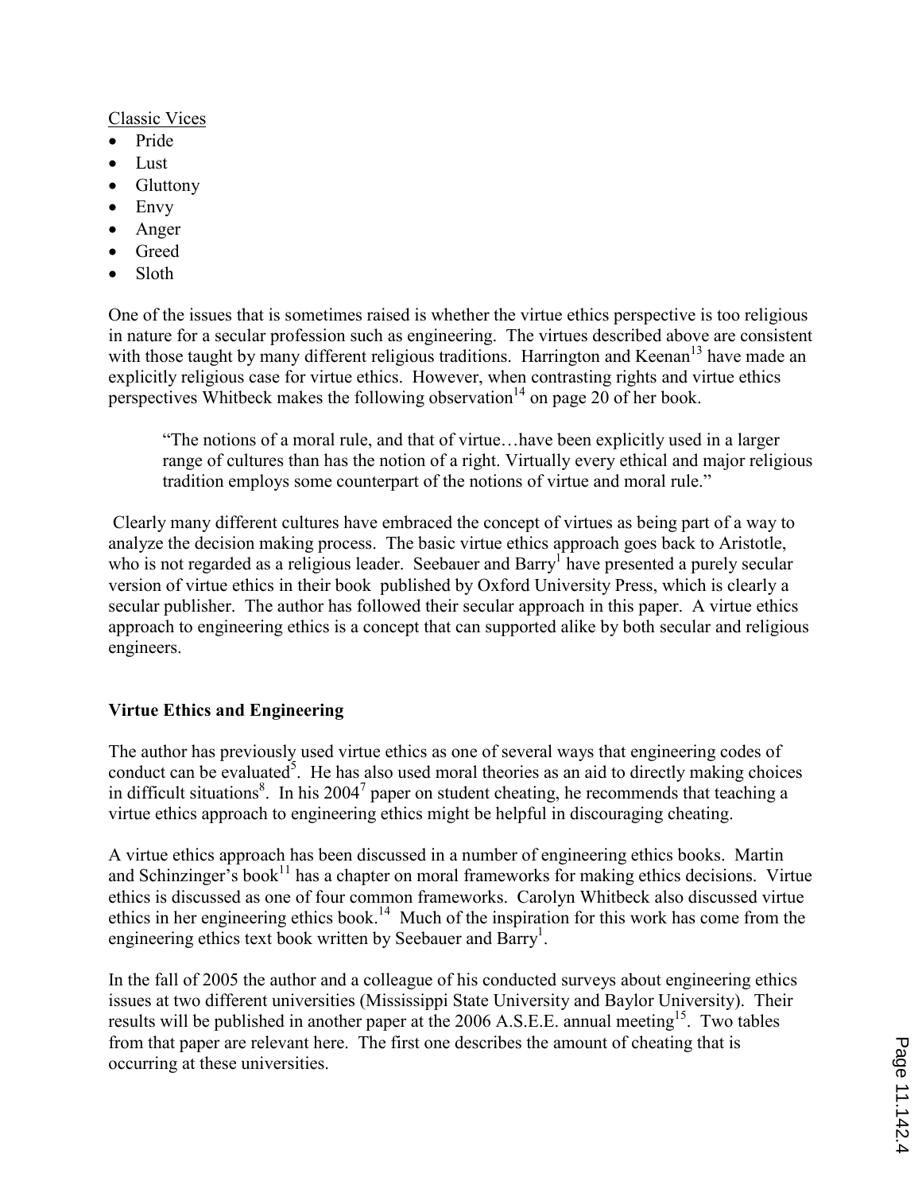Classic Vices

- Pride
- Lust
- Gluttony
- Envy
- Anger
- Greed
- Sloth

One of the issues that is sometimes raised is whether the virtue ethics perspective is too religious in nature for a secular profession such as engineering. The virtues described above are consistent with those taught by many different religious traditions. Harrington and Keenan[13] have made an explicitly religious case for virtue ethics. However, when contrasting rights and virtue ethics perspectives Whitbeck makes the following observation[14] on page 20 of her book.

> "The notions of a moral rule, and that of virtue…have been explicitly used in a larger range of cultures than has the notion of a right. Virtually every ethical and major religious tradition employs some counterpart of the notions of virtue and moral rule."

Clearly many different cultures have embraced the concept of virtues as being part of a way to analyze the decision making process. The basic virtue ethics approach goes back to Aristotle, who is not regarded as a religious leader. Seebauer and Barry[1] have presented a purely secular version of virtue ethics in their book published by Oxford University Press, which is clearly a secular publisher. The author has followed their secular approach in this paper. A virtue ethics approach to engineering ethics is a concept that can supported alike by both secular and religious engineers.

## Virtue Ethics and Engineering

The author has previously used virtue ethics as one of several ways that engineering codes of conduct can be evaluated[5]. He has also used moral theories as an aid to directly making choices in difficult situations[8]. In his 2004[7] paper on student cheating, he recommends that teaching a virtue ethics approach to engineering ethics might be helpful in discouraging cheating.

A virtue ethics approach has been discussed in a number of engineering ethics books. Martin and Schinzinger's book[11] has a chapter on moral frameworks for making ethics decisions. Virtue ethics is discussed as one of four common frameworks. Carolyn Whitbeck also discussed virtue ethics in her engineering ethics book.[14] Much of the inspiration for this work has come from the engineering ethics text book written by Seebauer and Barry[1].

In the fall of 2005 the author and a colleague of his conducted surveys about engineering ethics issues at two different universities (Mississippi State University and Baylor University). Their results will be published in another paper at the 2006 A.S.E.E. annual meeting[15]. Two tables from that paper are relevant here. The first one describes the amount of cheating that is occurring at these universities.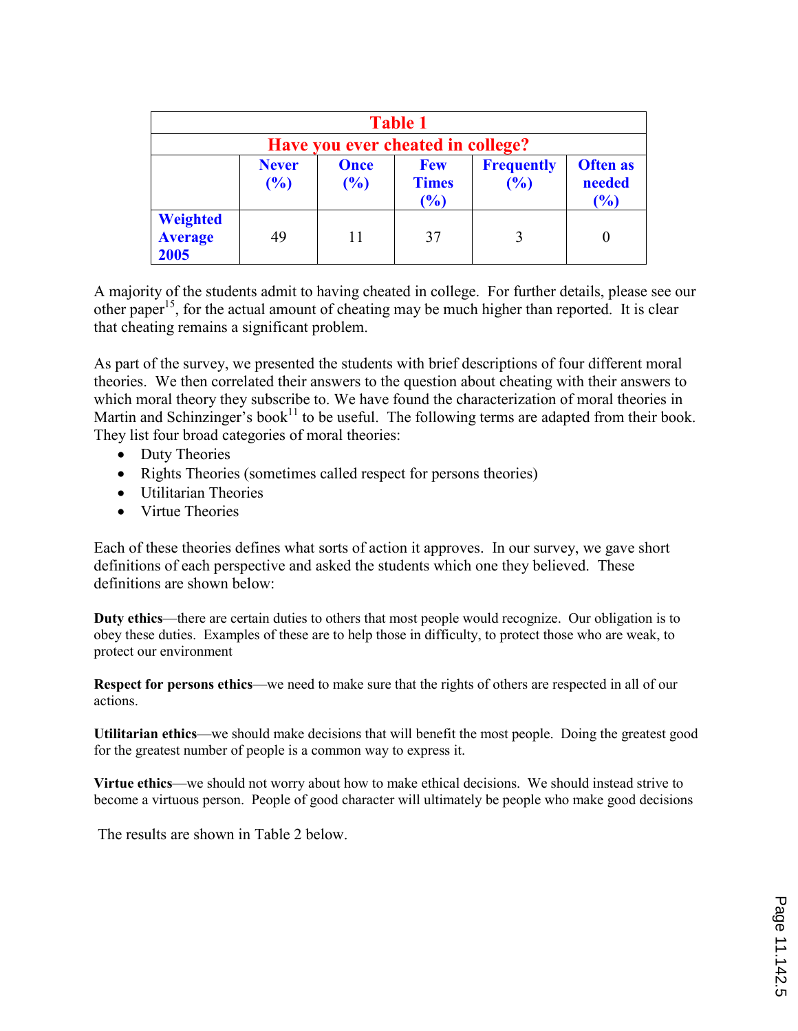| Table 1 | | | | | |
|---|---|---|---|---|---|
| **Have you ever cheated in college?** | | | | | |
| | **Never (%)** | **Once (%)** | **Few Times (%)** | **Frequently (%)** | **Often as needed (%)** |
| **Weighted Average 2005** | 49 | 11 | 37 | 3 | 0 |

A majority of the students admit to having cheated in college. For further details, please see our other paper[15], for the actual amount of cheating may be much higher than reported. It is clear that cheating remains a significant problem.

As part of the survey, we presented the students with brief descriptions of four different moral theories. We then correlated their answers to the question about cheating with their answers to which moral theory they subscribe to. We have found the characterization of moral theories in Martin and Schinzinger's book[11] to be useful. The following terms are adapted from their book. They list four broad categories of moral theories:

- Duty Theories
- Rights Theories (sometimes called respect for persons theories)
- Utilitarian Theories
- Virtue Theories

Each of these theories defines what sorts of action it approves. In our survey, we gave short definitions of each perspective and asked the students which one they believed. These definitions are shown below:

**Duty ethics**—there are certain duties to others that most people would recognize. Our obligation is to obey these duties. Examples of these are to help those in difficulty, to protect those who are weak, to protect our environment

**Respect for persons ethics**—we need to make sure that the rights of others are respected in all of our actions.

**Utilitarian ethics**—we should make decisions that will benefit the most people. Doing the greatest good for the greatest number of people is a common way to express it.

**Virtue ethics**—we should not worry about how to make ethical decisions. We should instead strive to become a virtuous person. People of good character will ultimately be people who make good decisions

The results are shown in Table 2 below.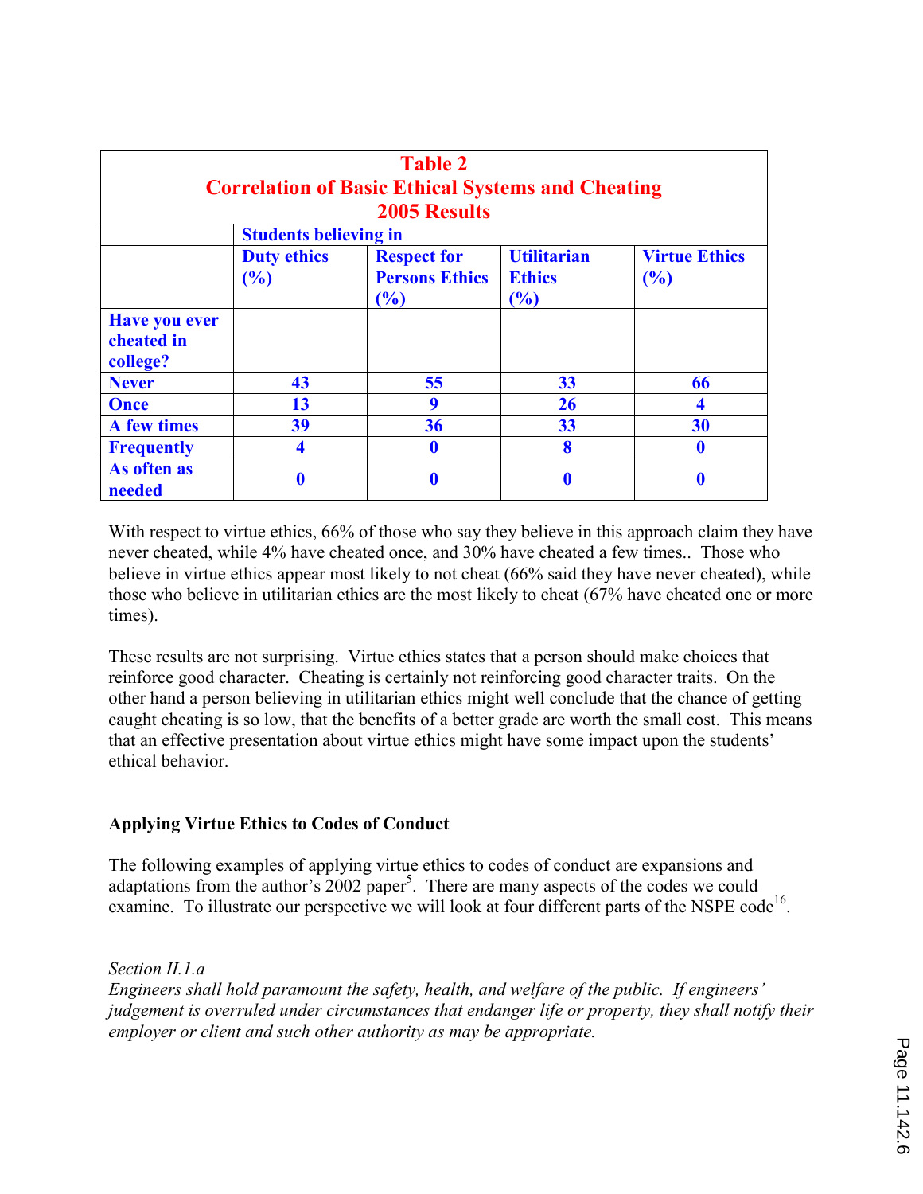| Table 2<br>Correlation of Basic Ethical Systems and Cheating<br>2005 Results | | | | |
|---|---|---|---|---|
| | Students believing in | | | |
| | Duty ethics (%) | Respect for Persons Ethics (%) | Utilitarian Ethics (%) | Virtue Ethics (%) |
| **Have you ever cheated in college?** | | | | |
| **Never** | 43 | 55 | 33 | 66 |
| **Once** | 13 | 9 | 26 | 4 |
| **A few times** | 39 | 36 | 33 | 30 |
| **Frequently** | 4 | 0 | 8 | 0 |
| **As often as needed** | 0 | 0 | 0 | 0 |

With respect to virtue ethics, 66% of those who say they believe in this approach claim they have never cheated, while 4% have cheated once, and 30% have cheated a few times.. Those who believe in virtue ethics appear most likely to not cheat (66% said they have never cheated), while those who believe in utilitarian ethics are the most likely to cheat (67% have cheated one or more times).

These results are not surprising. Virtue ethics states that a person should make choices that reinforce good character. Cheating is certainly not reinforcing good character traits. On the other hand a person believing in utilitarian ethics might well conclude that the chance of getting caught cheating is so low, that the benefits of a better grade are worth the small cost. This means that an effective presentation about virtue ethics might have some impact upon the students' ethical behavior.

**Applying Virtue Ethics to Codes of Conduct**

The following examples of applying virtue ethics to codes of conduct are expansions and adaptations from the author's 2002 paper[5]. There are many aspects of the codes we could examine. To illustrate our perspective we will look at four different parts of the NSPE code[16].

*Section II.1.a*
*Engineers shall hold paramount the safety, health, and welfare of the public. If engineers' judgement is overruled under circumstances that endanger life or property, they shall notify their employer or client and such other authority as may be appropriate.*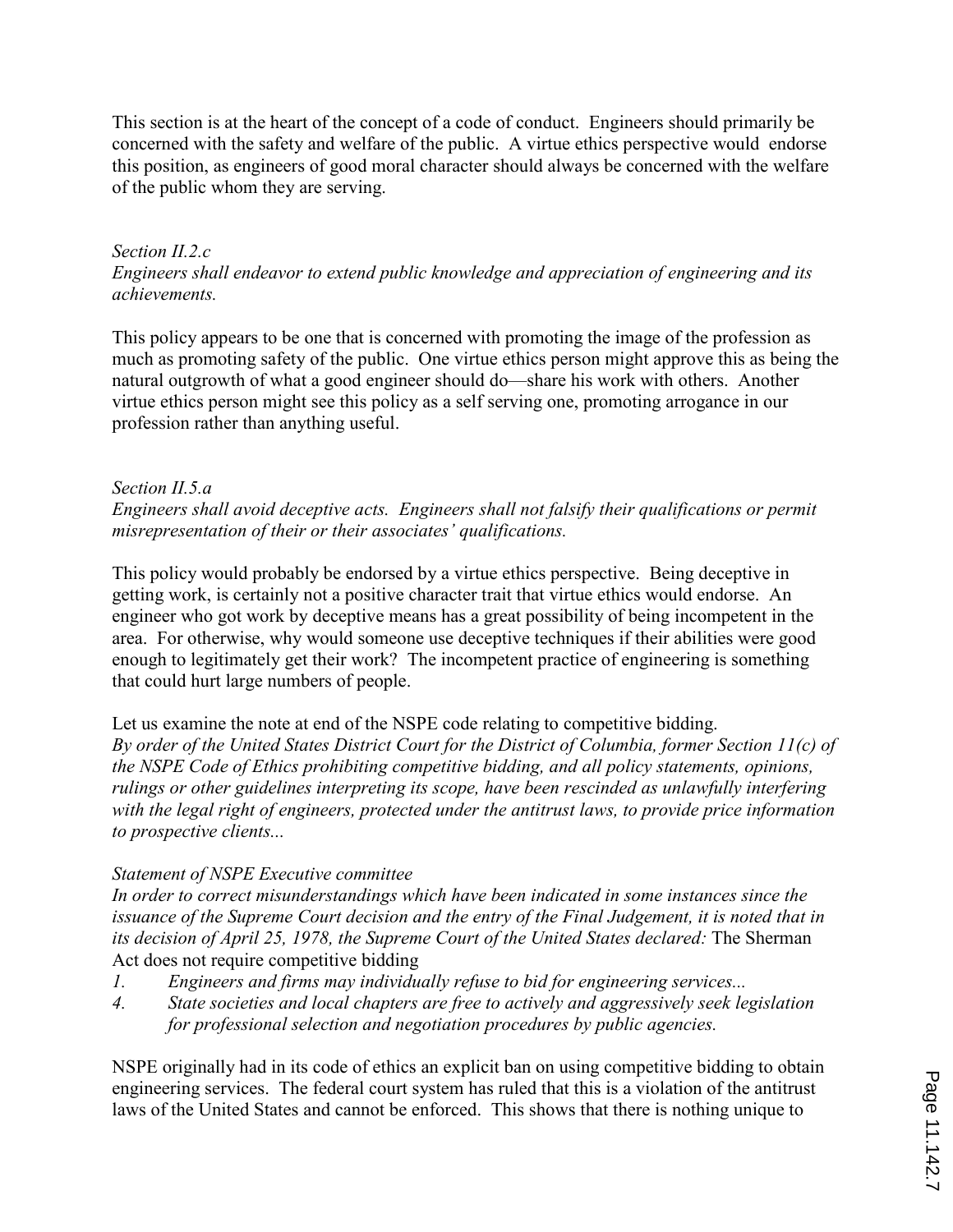This section is at the heart of the concept of a code of conduct. Engineers should primarily be concerned with the safety and welfare of the public. A virtue ethics perspective would endorse this position, as engineers of good moral character should always be concerned with the welfare of the public whom they are serving.

*Section II.2.c*
*Engineers shall endeavor to extend public knowledge and appreciation of engineering and its achievements.*

This policy appears to be one that is concerned with promoting the image of the profession as much as promoting safety of the public. One virtue ethics person might approve this as being the natural outgrowth of what a good engineer should do—share his work with others. Another virtue ethics person might see this policy as a self serving one, promoting arrogance in our profession rather than anything useful.

*Section II.5.a*
*Engineers shall avoid deceptive acts. Engineers shall not falsify their qualifications or permit misrepresentation of their or their associates' qualifications.*

This policy would probably be endorsed by a virtue ethics perspective. Being deceptive in getting work, is certainly not a positive character trait that virtue ethics would endorse. An engineer who got work by deceptive means has a great possibility of being incompetent in the area. For otherwise, why would someone use deceptive techniques if their abilities were good enough to legitimately get their work? The incompetent practice of engineering is something that could hurt large numbers of people.

Let us examine the note at end of the NSPE code relating to competitive bidding.
*By order of the United States District Court for the District of Columbia, former Section 11(c) of the NSPE Code of Ethics prohibiting competitive bidding, and all policy statements, opinions, rulings or other guidelines interpreting its scope, have been rescinded as unlawfully interfering with the legal right of engineers, protected under the antitrust laws, to provide price information to prospective clients...*

*Statement of NSPE Executive committee*
*In order to correct misunderstandings which have been indicated in some instances since the issuance of the Supreme Court decision and the entry of the Final Judgement, it is noted that in its decision of April 25, 1978, the Supreme Court of the United States declared:* The Sherman Act does not require competitive bidding

1. *Engineers and firms may individually refuse to bid for engineering services...*
4. *State societies and local chapters are free to actively and aggressively seek legislation for professional selection and negotiation procedures by public agencies.*

NSPE originally had in its code of ethics an explicit ban on using competitive bidding to obtain engineering services. The federal court system has ruled that this is a violation of the antitrust laws of the United States and cannot be enforced. This shows that there is nothing unique to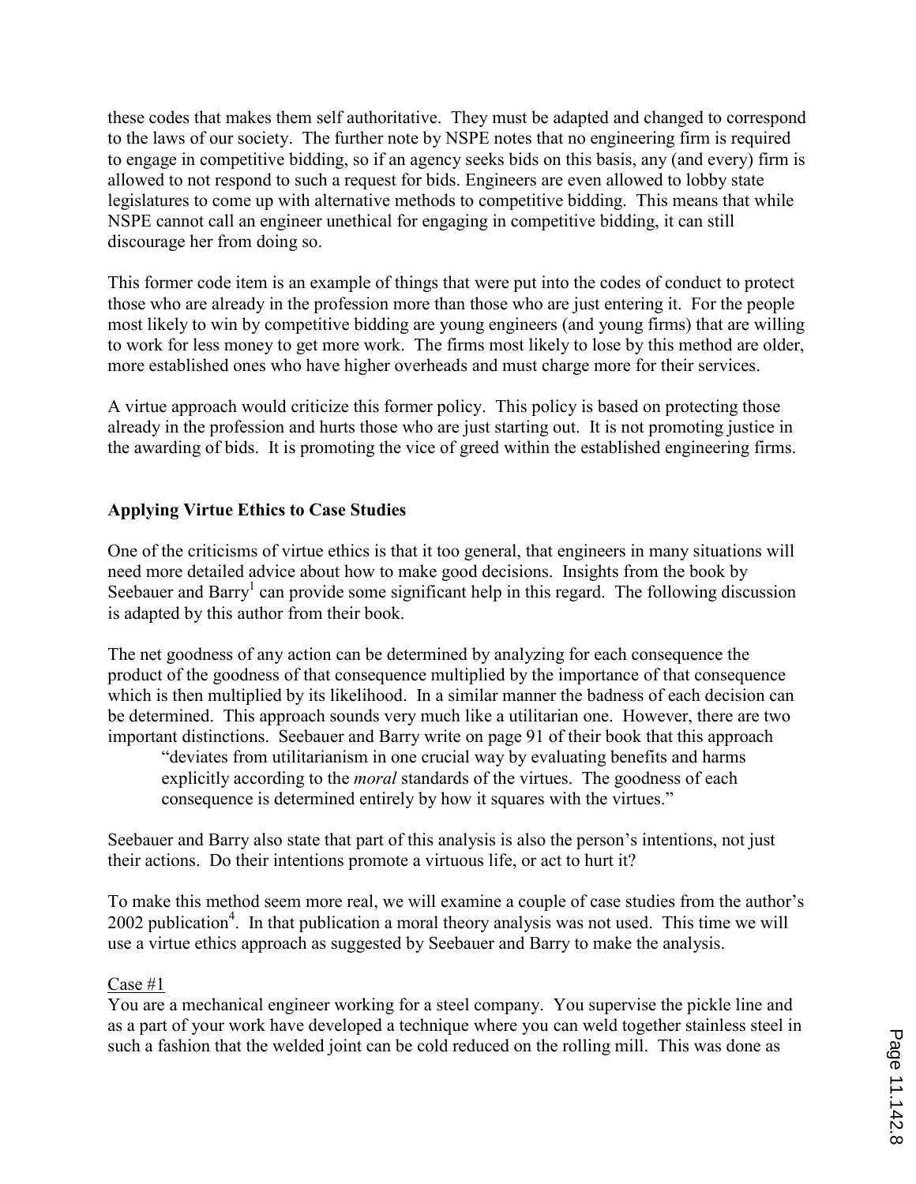these codes that makes them self authoritative. They must be adapted and changed to correspond to the laws of our society. The further note by NSPE notes that no engineering firm is required to engage in competitive bidding, so if an agency seeks bids on this basis, any (and every) firm is allowed to not respond to such a request for bids. Engineers are even allowed to lobby state legislatures to come up with alternative methods to competitive bidding. This means that while NSPE cannot call an engineer unethical for engaging in competitive bidding, it can still discourage her from doing so.

This former code item is an example of things that were put into the codes of conduct to protect those who are already in the profession more than those who are just entering it. For the people most likely to win by competitive bidding are young engineers (and young firms) that are willing to work for less money to get more work. The firms most likely to lose by this method are older, more established ones who have higher overheads and must charge more for their services.

A virtue approach would criticize this former policy. This policy is based on protecting those already in the profession and hurts those who are just starting out. It is not promoting justice in the awarding of bids. It is promoting the vice of greed within the established engineering firms.

## Applying Virtue Ethics to Case Studies

One of the criticisms of virtue ethics is that it too general, that engineers in many situations will need more detailed advice about how to make good decisions. Insights from the book by Seebauer and Barry[1] can provide some significant help in this regard. The following discussion is adapted by this author from their book.

The net goodness of any action can be determined by analyzing for each consequence the product of the goodness of that consequence multiplied by the importance of that consequence which is then multiplied by its likelihood. In a similar manner the badness of each decision can be determined. This approach sounds very much like a utilitarian one. However, there are two important distinctions. Seebauer and Barry write on page 91 of their book that this approach

> "deviates from utilitarianism in one crucial way by evaluating benefits and harms explicitly according to the *moral* standards of the virtues. The goodness of each consequence is determined entirely by how it squares with the virtues."

Seebauer and Barry also state that part of this analysis is also the person's intentions, not just their actions. Do their intentions promote a virtuous life, or act to hurt it?

To make this method seem more real, we will examine a couple of case studies from the author's 2002 publication[4]. In that publication a moral theory analysis was not used. This time we will use a virtue ethics approach as suggested by Seebauer and Barry to make the analysis.

Case #1

You are a mechanical engineer working for a steel company. You supervise the pickle line and as a part of your work have developed a technique where you can weld together stainless steel in such a fashion that the welded joint can be cold reduced on the rolling mill. This was done as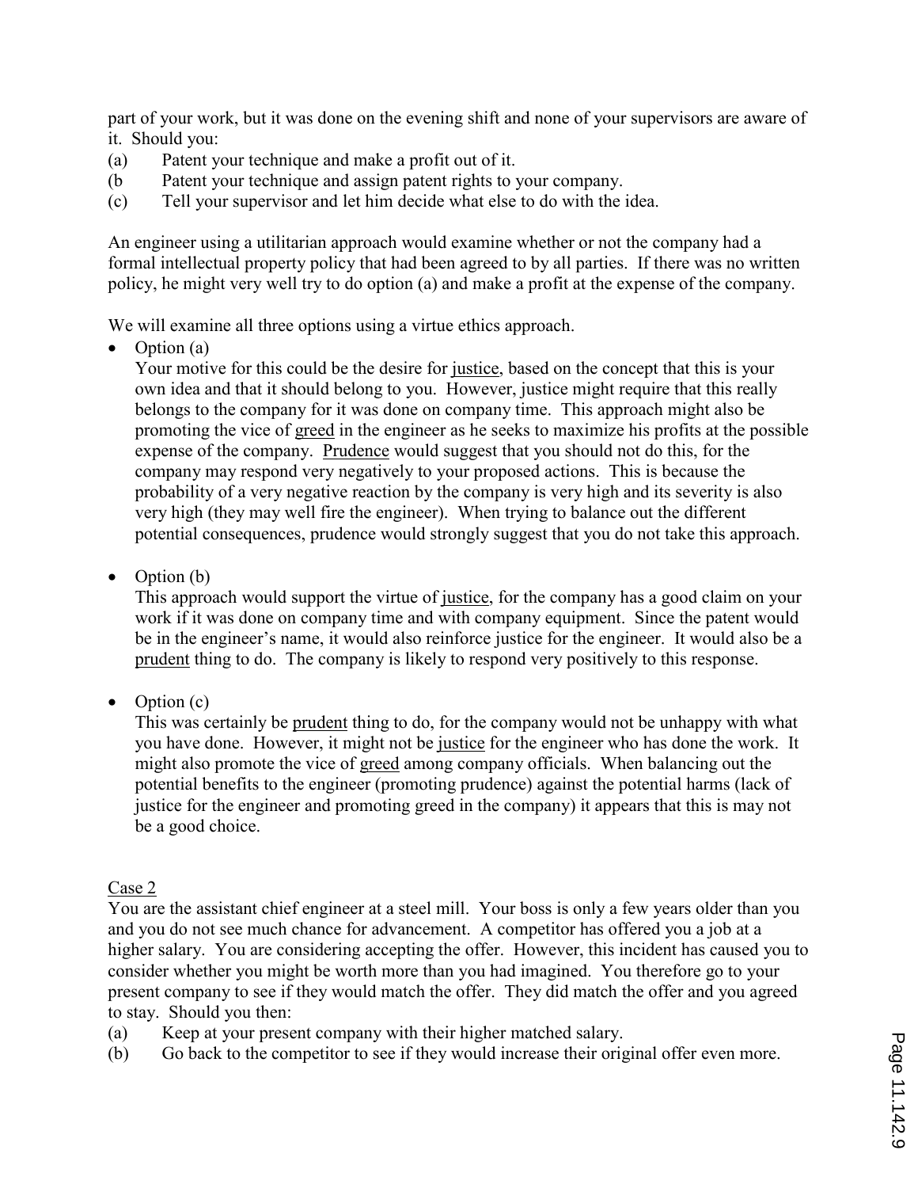part of your work, but it was done on the evening shift and none of your supervisors are aware of it. Should you:

(a) Patent your technique and make a profit out of it.
(b Patent your technique and assign patent rights to your company.
(c) Tell your supervisor and let him decide what else to do with the idea.

An engineer using a utilitarian approach would examine whether or not the company had a formal intellectual property policy that had been agreed to by all parties. If there was no written policy, he might very well try to do option (a) and make a profit at the expense of the company.

We will examine all three options using a virtue ethics approach.

- Option (a)
  Your motive for this could be the desire for <u>justice</u>, based on the concept that this is your own idea and that it should belong to you. However, justice might require that this really belongs to the company for it was done on company time. This approach might also be promoting the vice of <u>greed</u> in the engineer as he seeks to maximize his profits at the possible expense of the company. <u>Prudence</u> would suggest that you should not do this, for the company may respond very negatively to your proposed actions. This is because the probability of a very negative reaction by the company is very high and its severity is also very high (they may well fire the engineer). When trying to balance out the different potential consequences, prudence would strongly suggest that you do not take this approach.

- Option (b)
  This approach would support the virtue of <u>justice</u>, for the company has a good claim on your work if it was done on company time and with company equipment. Since the patent would be in the engineer's name, it would also reinforce justice for the engineer. It would also be a <u>prudent</u> thing to do. The company is likely to respond very positively to this response.

- Option (c)
  This was certainly be <u>prudent</u> thing to do, for the company would not be unhappy with what you have done. However, it might not be <u>justice</u> for the engineer who has done the work. It might also promote the vice of <u>greed</u> among company officials. When balancing out the potential benefits to the engineer (promoting prudence) against the potential harms (lack of justice for the engineer and promoting greed in the company) it appears that this is may not be a good choice.

<u>Case 2</u>

You are the assistant chief engineer at a steel mill. Your boss is only a few years older than you and you do not see much chance for advancement. A competitor has offered you a job at a higher salary. You are considering accepting the offer. However, this incident has caused you to consider whether you might be worth more than you had imagined. You therefore go to your present company to see if they would match the offer. They did match the offer and you agreed to stay. Should you then:

(a) Keep at your present company with their higher matched salary.
(b) Go back to the competitor to see if they would increase their original offer even more.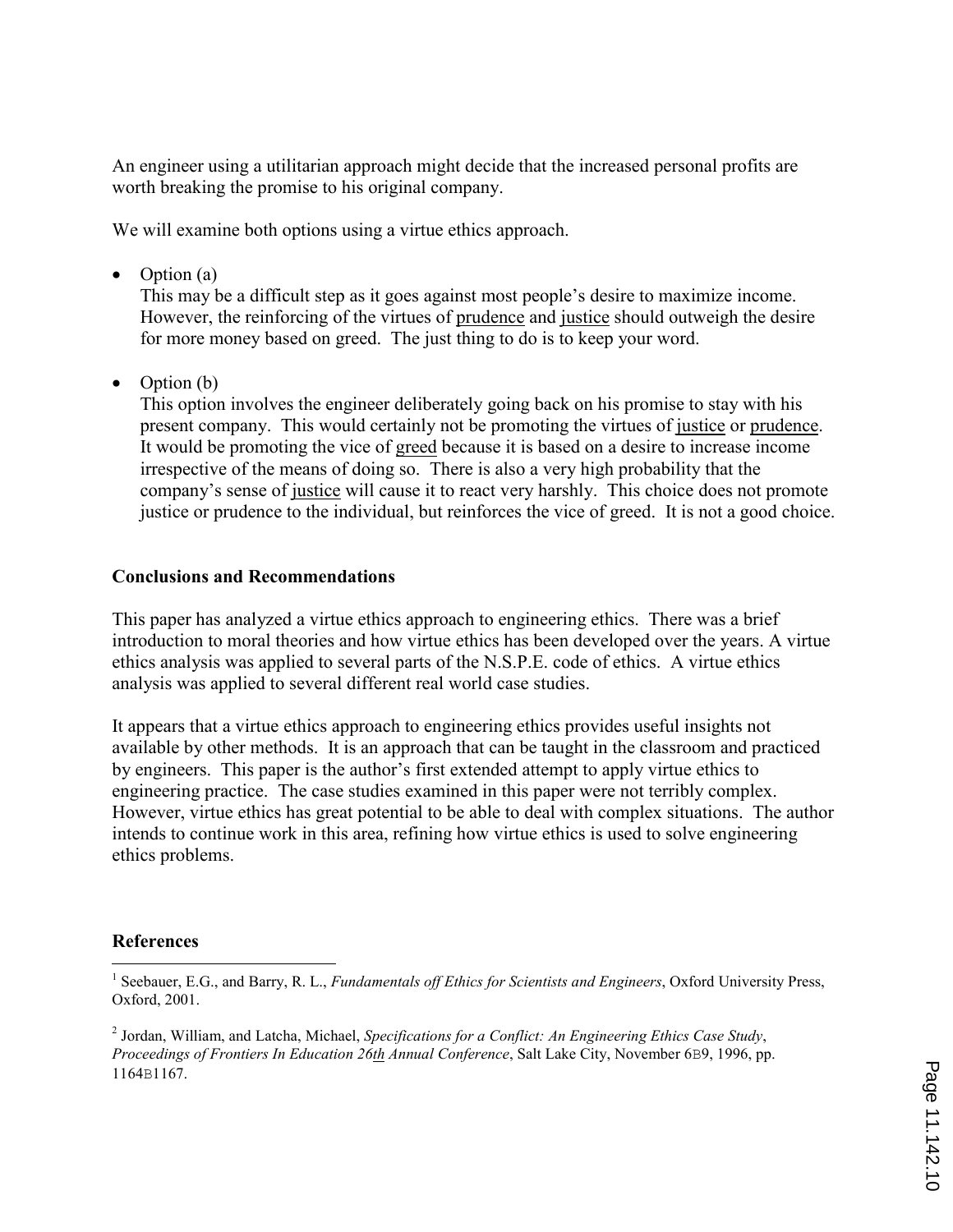An engineer using a utilitarian approach might decide that the increased personal profits are worth breaking the promise to his original company.

We will examine both options using a virtue ethics approach.

- Option (a)
  This may be a difficult step as it goes against most people's desire to maximize income. However, the reinforcing of the virtues of <u>prudence</u> and <u>justice</u> should outweigh the desire for more money based on greed. The just thing to do is to keep your word.

- Option (b)
  This option involves the engineer deliberately going back on his promise to stay with his present company. This would certainly not be promoting the virtues of <u>justice</u> or <u>prudence</u>. It would be promoting the vice of <u>greed</u> because it is based on a desire to increase income irrespective of the means of doing so. There is also a very high probability that the company's sense of <u>justice</u> will cause it to react very harshly. This choice does not promote justice or prudence to the individual, but reinforces the vice of greed. It is not a good choice.

**Conclusions and Recommendations**

This paper has analyzed a virtue ethics approach to engineering ethics. There was a brief introduction to moral theories and how virtue ethics has been developed over the years. A virtue ethics analysis was applied to several parts of the N.S.P.E. code of ethics. A virtue ethics analysis was applied to several different real world case studies.

It appears that a virtue ethics approach to engineering ethics provides useful insights not available by other methods. It is an approach that can be taught in the classroom and practiced by engineers. This paper is the author's first extended attempt to apply virtue ethics to engineering practice. The case studies examined in this paper were not terribly complex. However, virtue ethics has great potential to be able to deal with complex situations. The author intends to continue work in this area, refining how virtue ethics is used to solve engineering ethics problems.

**References**

[1] Seebauer, E.G., and Barry, R. L., *Fundamentals off Ethics for Scientists and Engineers*, Oxford University Press, Oxford, 2001.

[2] Jordan, William, and Latcha, Michael, *Specifications for a Conflict: An Engineering Ethics Case Study*, *Proceedings of Frontiers In Education 26th Annual Conference*, Salt Lake City, November 6B9, 1996, pp. 1164B1167.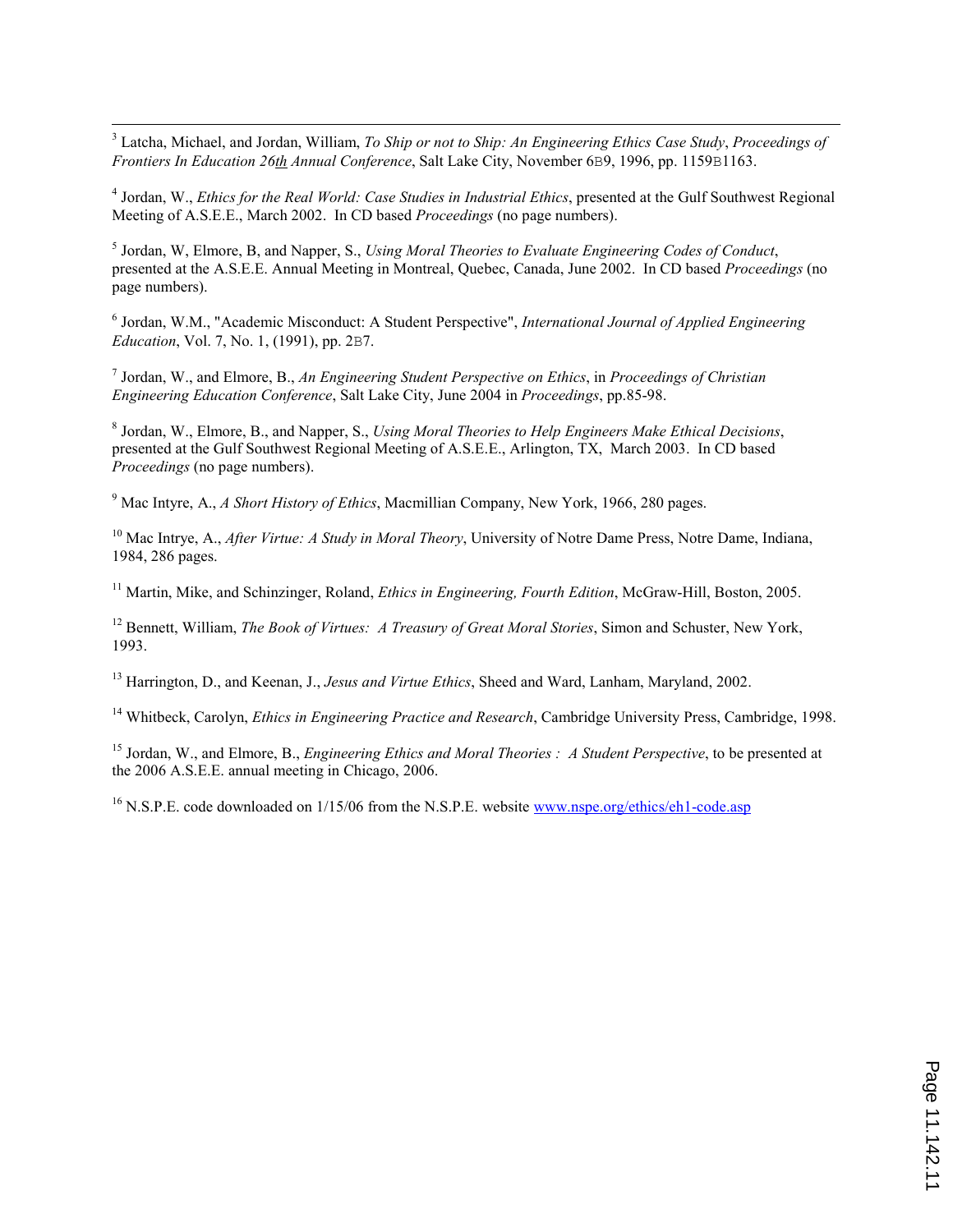[3] Latcha, Michael, and Jordan, William, *To Ship or not to Ship: An Engineering Ethics Case Study*, *Proceedings of Frontiers In Education 26th Annual Conference*, Salt Lake City, November 6B9, 1996, pp. 1159B1163.

[4] Jordan, W., *Ethics for the Real World: Case Studies in Industrial Ethics*, presented at the Gulf Southwest Regional Meeting of A.S.E.E., March 2002. In CD based *Proceedings* (no page numbers).

[5] Jordan, W, Elmore, B, and Napper, S., *Using Moral Theories to Evaluate Engineering Codes of Conduct*, presented at the A.S.E.E. Annual Meeting in Montreal, Quebec, Canada, June 2002. In CD based *Proceedings* (no page numbers).

[6] Jordan, W.M., "Academic Misconduct: A Student Perspective", *International Journal of Applied Engineering Education*, Vol. 7, No. 1, (1991), pp. 2B7.

[7] Jordan, W., and Elmore, B., *An Engineering Student Perspective on Ethics*, in *Proceedings of Christian Engineering Education Conference*, Salt Lake City, June 2004 in *Proceedings*, pp.85-98.

[8] Jordan, W., Elmore, B., and Napper, S., *Using Moral Theories to Help Engineers Make Ethical Decisions*, presented at the Gulf Southwest Regional Meeting of A.S.E.E., Arlington, TX, March 2003. In CD based *Proceedings* (no page numbers).

[9] Mac Intyre, A., *A Short History of Ethics*, Macmillian Company, New York, 1966, 280 pages.

[10] Mac Intrye, A., *After Virtue: A Study in Moral Theory*, University of Notre Dame Press, Notre Dame, Indiana, 1984, 286 pages.

[11] Martin, Mike, and Schinzinger, Roland, *Ethics in Engineering, Fourth Edition*, McGraw-Hill, Boston, 2005.

[12] Bennett, William, *The Book of Virtues: A Treasury of Great Moral Stories*, Simon and Schuster, New York, 1993.

[13] Harrington, D., and Keenan, J., *Jesus and Virtue Ethics*, Sheed and Ward, Lanham, Maryland, 2002.

[14] Whitbeck, Carolyn, *Ethics in Engineering Practice and Research*, Cambridge University Press, Cambridge, 1998.

[15] Jordan, W., and Elmore, B., *Engineering Ethics and Moral Theories : A Student Perspective*, to be presented at the 2006 A.S.E.E. annual meeting in Chicago, 2006.

[16] N.S.P.E. code downloaded on 1/15/06 from the N.S.P.E. website www.nspe.org/ethics/eh1-code.asp